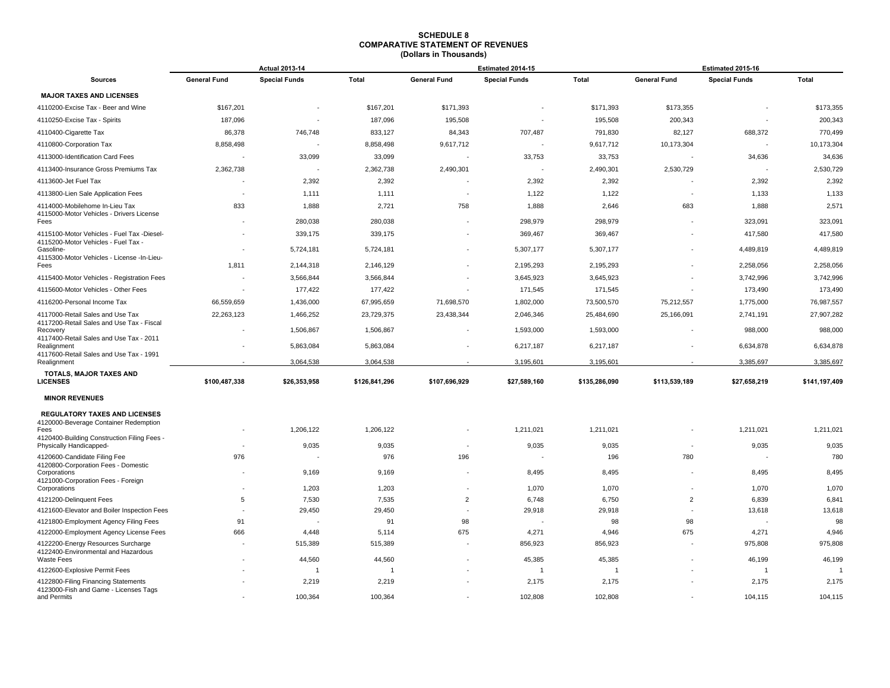# SCHEDULE 8
## COMPARATIVE STATEMENT OF REVENUES
### (Dollars in Thousands)

| Sources | Actual 2013-14 | | | Estimated 2014-15 | | | Estimated 2015-16 | | |
|---|---|---|---|---|---|---|---|---|---|
| | General Fund | Special Funds | Total | General Fund | Special Funds | Total | General Fund | Special Funds | Total |
| **MAJOR TAXES AND LICENSES** | | | | | | | | | |
| 4110200-Excise Tax - Beer and Wine | $167,201 | - | $167,201 | $171,393 | - | $171,393 | $173,355 | - | $173,355 |
| 4110250-Excise Tax - Spirits | 187,096 | - | 187,096 | 195,508 | - | 195,508 | 200,343 | - | 200,343 |
| 4110400-Cigarette Tax | 86,378 | 746,748 | 833,127 | 84,343 | 707,487 | 791,830 | 82,127 | 688,372 | 770,499 |
| 4110800-Corporation Tax | 8,858,498 | - | 8,858,498 | 9,617,712 | - | 9,617,712 | 10,173,304 | - | 10,173,304 |
| 4113000-Identification Card Fees | - | 33,099 | 33,099 | - | 33,753 | 33,753 | - | 34,636 | 34,636 |
| 4113400-Insurance Gross Premiums Tax | 2,362,738 | - | 2,362,738 | 2,490,301 | - | 2,490,301 | 2,530,729 | - | 2,530,729 |
| 4113600-Jet Fuel Tax | - | 2,392 | 2,392 | - | 2,392 | 2,392 | - | 2,392 | 2,392 |
| 4113800-Lien Sale Application Fees | - | 1,111 | 1,111 | - | 1,122 | 1,122 | - | 1,133 | 1,133 |
| 4114000-Mobilehome In-Lieu Tax | 833 | 1,888 | 2,721 | 758 | 1,888 | 2,646 | 683 | 1,888 | 2,571 |
| 4115000-Motor Vehicles - Drivers License Fees | - | 280,038 | 280,038 | - | 298,979 | 298,979 | - | 323,091 | 323,091 |
| 4115100-Motor Vehicles - Fuel Tax -Diesel- | - | 339,175 | 339,175 | - | 369,467 | 369,467 | - | 417,580 | 417,580 |
| 4115200-Motor Vehicles - Fuel Tax -Gasoline- | - | 5,724,181 | 5,724,181 | - | 5,307,177 | 5,307,177 | - | 4,489,819 | 4,489,819 |
| 4115300-Motor Vehicles - License -In-Lieu-Fees | 1,811 | 2,144,318 | 2,146,129 | - | 2,195,293 | 2,195,293 | - | 2,258,056 | 2,258,056 |
| 4115400-Motor Vehicles - Registration Fees | - | 3,566,844 | 3,566,844 | - | 3,645,923 | 3,645,923 | - | 3,742,996 | 3,742,996 |
| 4115600-Motor Vehicles - Other Fees | - | 177,422 | 177,422 | - | 171,545 | 171,545 | - | 173,490 | 173,490 |
| 4116200-Personal Income Tax | 66,559,659 | 1,436,000 | 67,995,659 | 71,698,570 | 1,802,000 | 73,500,570 | 75,212,557 | 1,775,000 | 76,987,557 |
| 4117000-Retail Sales and Use Tax | 22,263,123 | 1,466,252 | 23,729,375 | 23,438,344 | 2,046,346 | 25,484,690 | 25,166,091 | 2,741,191 | 27,907,282 |
| 4117200-Retail Sales and Use Tax - Fiscal Recovery | - | 1,506,867 | 1,506,867 | - | 1,593,000 | 1,593,000 | - | 988,000 | 988,000 |
| 4117400-Retail Sales and Use Tax - 2011 Realignment | - | 5,863,084 | 5,863,084 | - | 6,217,187 | 6,217,187 | - | 6,634,878 | 6,634,878 |
| 4117600-Retail Sales and Use Tax - 1991 Realignment | - | 3,064,538 | 3,064,538 | - | 3,195,601 | 3,195,601 | - | 3,385,697 | 3,385,697 |
| **TOTALS, MAJOR TAXES AND LICENSES** | **$100,487,338** | **$26,353,958** | **$126,841,296** | **$107,696,929** | **$27,589,160** | **$135,286,090** | **$113,539,189** | **$27,658,219** | **$141,197,409** |
| **MINOR REVENUES** | | | | | | | | | |
| **REGULATORY TAXES AND LICENSES** | | | | | | | | | |
| 4120000-Beverage Container Redemption Fees | - | 1,206,122 | 1,206,122 | - | 1,211,021 | 1,211,021 | - | 1,211,021 | 1,211,021 |
| 4120400-Building Construction Filing Fees - Physically Handicapped- | - | 9,035 | 9,035 | - | 9,035 | 9,035 | - | 9,035 | 9,035 |
| 4120600-Candidate Filing Fee | 976 | - | 976 | 196 | - | 196 | 780 | - | 780 |
| 4120800-Corporation Fees - Domestic Corporations | - | 9,169 | 9,169 | - | 8,495 | 8,495 | - | 8,495 | 8,495 |
| 4121000-Corporation Fees - Foreign Corporations | - | 1,203 | 1,203 | - | 1,070 | 1,070 | - | 1,070 | 1,070 |
| 4121200-Delinquent Fees | 5 | 7,530 | 7,535 | 2 | 6,748 | 6,750 | 2 | 6,839 | 6,841 |
| 4121600-Elevator and Boiler Inspection Fees | - | 29,450 | 29,450 | - | 29,918 | 29,918 | - | 13,618 | 13,618 |
| 4121800-Employment Agency Filing Fees | 91 | - | 91 | 98 | - | 98 | 98 | - | 98 |
| 4122000-Employment Agency License Fees | 666 | 4,448 | 5,114 | 675 | 4,271 | 4,946 | 675 | 4,271 | 4,946 |
| 4122200-Energy Resources Surcharge | - | 515,389 | 515,389 | - | 856,923 | 856,923 | - | 975,808 | 975,808 |
| 4122400-Environmental and Hazardous Waste Fees | - | 44,560 | 44,560 | - | 45,385 | 45,385 | - | 46,199 | 46,199 |
| 4122600-Explosive Permit Fees | - | 1 | 1 | - | 1 | 1 | - | 1 | 1 |
| 4122800-Filing Financing Statements | - | 2,219 | 2,219 | - | 2,175 | 2,175 | - | 2,175 | 2,175 |
| 4123000-Fish and Game - Licenses Tags and Permits | - | 100,364 | 100,364 | - | 102,808 | 102,808 | - | 104,115 | 104,115 |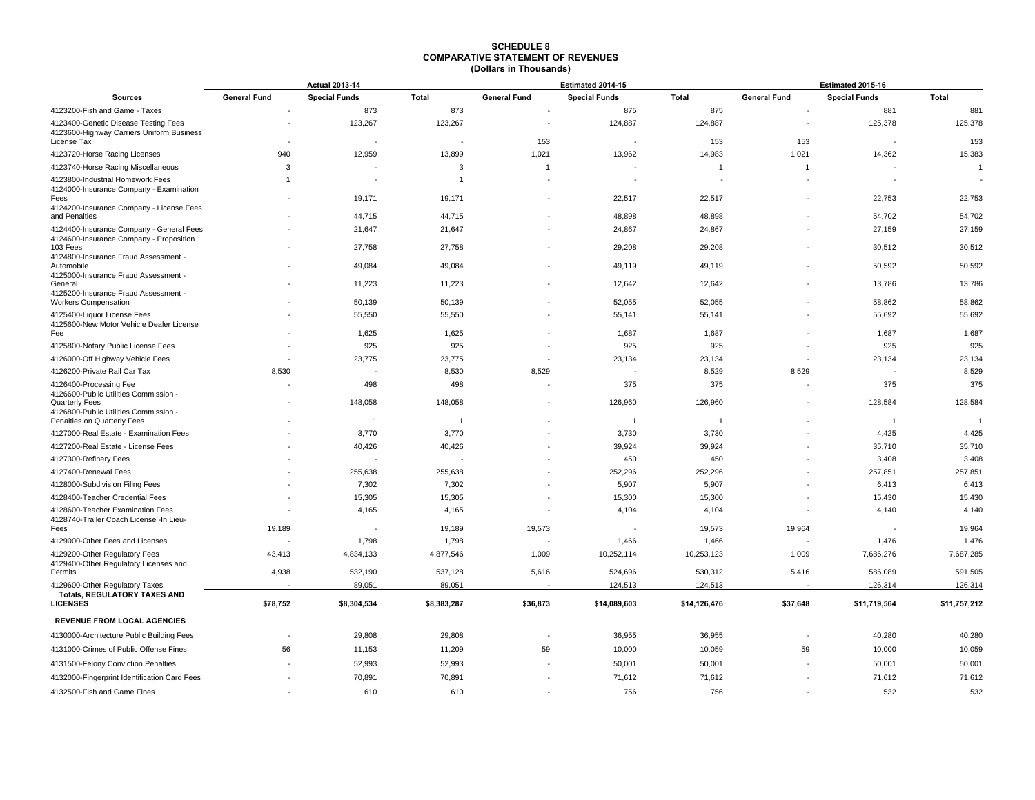**SCHEDULE 8**
**COMPARATIVE STATEMENT OF REVENUES**
**(Dollars in Thousands)**

| Sources | Actual 2013-14 | | | Estimated 2014-15 | | | Estimated 2015-16 | | |
|---|---|---|---|---|---|---|---|---|---|
| | General Fund | Special Funds | Total | General Fund | Special Funds | Total | General Fund | Special Funds | Total |
| 4123200-Fish and Game - Taxes | - | 873 | 873 | - | 875 | 875 | - | 881 | 881 |
| 4123400-Genetic Disease Testing Fees | - | 123,267 | 123,267 | - | 124,887 | 124,887 | - | 125,378 | 125,378 |
| 4123600-Highway Carriers Uniform Business License Tax | - | - | - | 153 | - | 153 | 153 | - | 153 |
| 4123720-Horse Racing Licenses | 940 | 12,959 | 13,899 | 1,021 | 13,962 | 14,983 | 1,021 | 14,362 | 15,383 |
| 4123740-Horse Racing Miscellaneous | 3 | - | 3 | 1 | - | 1 | 1 | - | 1 |
| 4123800-Industrial Homework Fees | 1 | - | 1 | - | - | - | - | - | - |
| 4124000-Insurance Company - Examination Fees | - | 19,171 | 19,171 | - | 22,517 | 22,517 | - | 22,753 | 22,753 |
| 4124200-Insurance Company - License Fees and Penalties | - | 44,715 | 44,715 | - | 48,898 | 48,898 | - | 54,702 | 54,702 |
| 4124400-Insurance Company - General Fees | - | 21,647 | 21,647 | - | 24,867 | 24,867 | - | 27,159 | 27,159 |
| 4124600-Insurance Company - Proposition 103 Fees | - | 27,758 | 27,758 | - | 29,208 | 29,208 | - | 30,512 | 30,512 |
| 4124800-Insurance Fraud Assessment - Automobile | - | 49,084 | 49,084 | - | 49,119 | 49,119 | - | 50,592 | 50,592 |
| 4125000-Insurance Fraud Assessment - General | - | 11,223 | 11,223 | - | 12,642 | 12,642 | - | 13,786 | 13,786 |
| 4125200-Insurance Fraud Assessment - Workers Compensation | - | 50,139 | 50,139 | - | 52,055 | 52,055 | - | 58,862 | 58,862 |
| 4125400-Liquor License Fees | - | 55,550 | 55,550 | - | 55,141 | 55,141 | - | 55,692 | 55,692 |
| 4125600-New Motor Vehicle Dealer License Fee | - | 1,625 | 1,625 | - | 1,687 | 1,687 | - | 1,687 | 1,687 |
| 4125800-Notary Public License Fees | - | 925 | 925 | - | 925 | 925 | - | 925 | 925 |
| 4126000-Off Highway Vehicle Fees | - | 23,775 | 23,775 | - | 23,134 | 23,134 | - | 23,134 | 23,134 |
| 4126200-Private Rail Car Tax | 8,530 | - | 8,530 | 8,529 | - | 8,529 | 8,529 | - | 8,529 |
| 4126400-Processing Fee | - | 498 | 498 | - | 375 | 375 | - | 375 | 375 |
| 4126600-Public Utilities Commission - Quarterly Fees | - | 148,058 | 148,058 | - | 126,960 | 126,960 | - | 128,584 | 128,584 |
| 4126800-Public Utilities Commission - Penalties on Quarterly Fees | - | 1 | 1 | - | 1 | 1 | - | 1 | 1 |
| 4127000-Real Estate - Examination Fees | - | 3,770 | 3,770 | - | 3,730 | 3,730 | - | 4,425 | 4,425 |
| 4127200-Real Estate - License Fees | - | 40,426 | 40,426 | - | 39,924 | 39,924 | - | 35,710 | 35,710 |
| 4127300-Refinery Fees | - | - | - | - | 450 | 450 | - | 3,408 | 3,408 |
| 4127400-Renewal Fees | - | 255,638 | 255,638 | - | 252,296 | 252,296 | - | 257,851 | 257,851 |
| 4128000-Subdivision Filing Fees | - | 7,302 | 7,302 | - | 5,907 | 5,907 | - | 6,413 | 6,413 |
| 4128400-Teacher Credential Fees | - | 15,305 | 15,305 | - | 15,300 | 15,300 | - | 15,430 | 15,430 |
| 4128600-Teacher Examination Fees | - | 4,165 | 4,165 | - | 4,104 | 4,104 | - | 4,140 | 4,140 |
| 4128740-Trailer Coach License -In Lieu-Fees | 19,189 | - | 19,189 | 19,573 | - | 19,573 | 19,964 | - | 19,964 |
| 4129000-Other Fees and Licenses | - | 1,798 | 1,798 | - | 1,466 | 1,466 | - | 1,476 | 1,476 |
| 4129200-Other Regulatory Fees | 43,413 | 4,834,133 | 4,877,546 | 1,009 | 10,252,114 | 10,253,123 | 1,009 | 7,686,276 | 7,687,285 |
| 4129400-Other Regulatory Licenses and Permits | 4,938 | 532,190 | 537,128 | 5,616 | 524,696 | 530,312 | 5,416 | 586,089 | 591,505 |
| 4129600-Other Regulatory Taxes | - | 89,051 | 89,051 | - | 124,513 | 124,513 | - | 126,314 | 126,314 |
| **Totals, REGULATORY TAXES AND LICENSES** | **$78,752** | **$8,304,534** | **$8,383,287** | **$36,873** | **$14,089,603** | **$14,126,476** | **$37,648** | **$11,719,564** | **$11,757,212** |
| **REVENUE FROM LOCAL AGENCIES** | | | | | | | | | |
| 4130000-Architecture Public Building Fees | - | 29,808 | 29,808 | - | 36,955 | 36,955 | - | 40,280 | 40,280 |
| 4131000-Crimes of Public Offense Fines | 56 | 11,153 | 11,209 | 59 | 10,000 | 10,059 | 59 | 10,000 | 10,059 |
| 4131500-Felony Conviction Penalties | - | 52,993 | 52,993 | - | 50,001 | 50,001 | - | 50,001 | 50,001 |
| 4132000-Fingerprint Identification Card Fees | - | 70,891 | 70,891 | - | 71,612 | 71,612 | - | 71,612 | 71,612 |
| 4132500-Fish and Game Fines | - | 610 | 610 | - | 756 | 756 | - | 532 | 532 |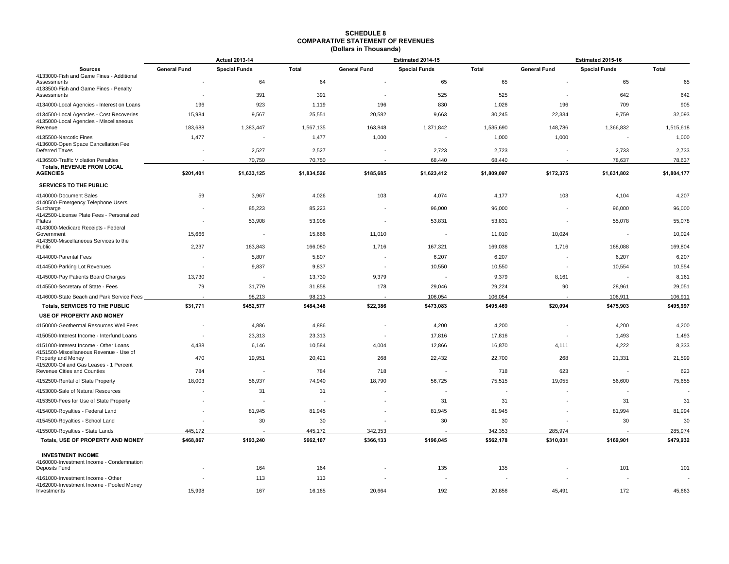# SCHEDULE 8
## COMPARATIVE STATEMENT OF REVENUES
### (Dollars in Thousands)

| | Actual 2013-14 | | | Estimated 2014-15 | | | Estimated 2015-16 | | |
|---|---|---|---|---|---|---|---|---|---|
| **Sources** | **General Fund** | **Special Funds** | **Total** | **General Fund** | **Special Funds** | **Total** | **General Fund** | **Special Funds** | **Total** |
| 4133000-Fish and Game Fines - Additional Assessments | - | 64 | 64 | - | 65 | 65 | - | 65 | 65 |
| 4133500-Fish and Game Fines - Penalty Assessments | - | 391 | 391 | - | 525 | 525 | - | 642 | 642 |
| 4134000-Local Agencies - Interest on Loans | 196 | 923 | 1,119 | 196 | 830 | 1,026 | 196 | 709 | 905 |
| 4134500-Local Agencies - Cost Recoveries | 15,984 | 9,567 | 25,551 | 20,582 | 9,663 | 30,245 | 22,334 | 9,759 | 32,093 |
| 4135000-Local Agencies - Miscellaneous Revenue | 183,688 | 1,383,447 | 1,567,135 | 163,848 | 1,371,842 | 1,535,690 | 148,786 | 1,366,832 | 1,515,618 |
| 4135500-Narcotic Fines | 1,477 | - | 1,477 | 1,000 | - | 1,000 | 1,000 | - | 1,000 |
| 4136000-Open Space Cancellation Fee Deferred Taxes | - | 2,527 | 2,527 | - | 2,723 | 2,723 | - | 2,733 | 2,733 |
| 4136500-Traffic Violation Penalties | - | 70,750 | 70,750 | - | 68,440 | 68,440 | - | 78,637 | 78,637 |
| **Totals, REVENUE FROM LOCAL AGENCIES** | **$201,401** | **$1,633,125** | **$1,834,526** | **$185,685** | **$1,623,412** | **$1,809,097** | **$172,375** | **$1,631,802** | **$1,804,177** |
| **SERVICES TO THE PUBLIC** | | | | | | | | | |
| 4140000-Document Sales | 59 | 3,967 | 4,026 | 103 | 4,074 | 4,177 | 103 | 4,104 | 4,207 |
| 4140500-Emergency Telephone Users Surcharge | - | 85,223 | 85,223 | - | 96,000 | 96,000 | - | 96,000 | 96,000 |
| 4142500-License Plate Fees - Personalized Plates | - | 53,908 | 53,908 | - | 53,831 | 53,831 | - | 55,078 | 55,078 |
| 4143000-Medicare Receipts - Federal Government | 15,666 | - | 15,666 | 11,010 | - | 11,010 | 10,024 | - | 10,024 |
| 4143500-Miscellaneous Services to the Public | 2,237 | 163,843 | 166,080 | 1,716 | 167,321 | 169,036 | 1,716 | 168,088 | 169,804 |
| 4144000-Parental Fees | - | 5,807 | 5,807 | - | 6,207 | 6,207 | - | 6,207 | 6,207 |
| 4144500-Parking Lot Revenues | - | 9,837 | 9,837 | - | 10,550 | 10,550 | - | 10,554 | 10,554 |
| 4145000-Pay Patients Board Charges | 13,730 | - | 13,730 | 9,379 | - | 9,379 | 8,161 | - | 8,161 |
| 4145500-Secretary of State - Fees | 79 | 31,779 | 31,858 | 178 | 29,046 | 29,224 | 90 | 28,961 | 29,051 |
| 4146000-State Beach and Park Service Fees | - | 98,213 | 98,213 | - | 106,054 | 106,054 | - | 106,911 | 106,911 |
| **Totals, SERVICES TO THE PUBLIC** | **$31,771** | **$452,577** | **$484,348** | **$22,386** | **$473,083** | **$495,469** | **$20,094** | **$475,903** | **$495,997** |
| **USE OF PROPERTY AND MONEY** | | | | | | | | | |
| 4150000-Geothermal Resources Well Fees | - | 4,886 | 4,886 | - | 4,200 | 4,200 | - | 4,200 | 4,200 |
| 4150500-Interest Income - Interfund Loans | - | 23,313 | 23,313 | - | 17,816 | 17,816 | - | 1,493 | 1,493 |
| 4151000-Interest Income - Other Loans | 4,438 | 6,146 | 10,584 | 4,004 | 12,866 | 16,870 | 4,111 | 4,222 | 8,333 |
| 4151500-Miscellaneous Revenue - Use of Property and Money | 470 | 19,951 | 20,421 | 268 | 22,432 | 22,700 | 268 | 21,331 | 21,599 |
| 4152000-Oil and Gas Leases - 1 Percent Revenue Cities and Counties | 784 | - | 784 | 718 | - | 718 | 623 | - | 623 |
| 4152500-Rental of State Property | 18,003 | 56,937 | 74,940 | 18,790 | 56,725 | 75,515 | 19,055 | 56,600 | 75,655 |
| 4153000-Sale of Natural Resources | - | 31 | 31 | - | - | - | - | - | - |
| 4153500-Fees for Use of State Property | - | - | - | - | 31 | 31 | - | 31 | 31 |
| 4154000-Royalties - Federal Land | - | 81,945 | 81,945 | - | 81,945 | 81,945 | - | 81,994 | 81,994 |
| 4154500-Royalties - School Land | - | 30 | 30 | - | 30 | 30 | - | 30 | 30 |
| 4155000-Royalties - State Lands | 445,172 | - | 445,172 | 342,353 | - | 342,353 | 285,974 | - | 285,974 |
| **Totals, USE OF PROPERTY AND MONEY** | **$468,867** | **$193,240** | **$662,107** | **$366,133** | **$196,045** | **$562,178** | **$310,031** | **$169,901** | **$479,932** |
| **INVESTMENT INCOME** | | | | | | | | | |
| 4160000-Investment Income - Condemnation Deposits Fund | - | 164 | 164 | - | 135 | 135 | - | 101 | 101 |
| 4161000-Investment Income - Other | - | 113 | 113 | - | - | - | - | - | - |
| 4162000-Investment Income - Pooled Money Investments | 15,998 | 167 | 16,165 | 20,664 | 192 | 20,856 | 45,491 | 172 | 45,663 |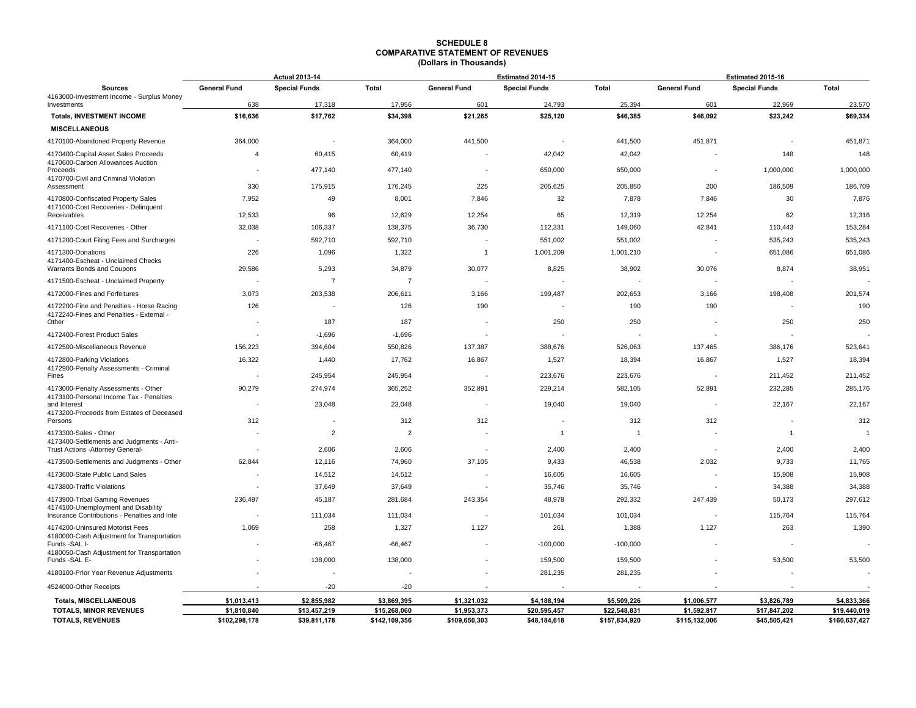**SCHEDULE 8**
**COMPARATIVE STATEMENT OF REVENUES**
**(Dollars in Thousands)**

| | Actual 2013-14 | | | Estimated 2014-15 | | | Estimated 2015-16 | | |
|---|---|---|---|---|---|---|---|---|---|
| **Sources** | **General Fund** | **Special Funds** | **Total** | **General Fund** | **Special Funds** | **Total** | **General Fund** | **Special Funds** | **Total** |
| 4163000-Investment Income - Surplus Money Investments | 638 | 17,318 | 17,956 | 601 | 24,793 | 25,394 | 601 | 22,969 | 23,570 |
| **Totals, INVESTMENT INCOME** | **$16,636** | **$17,762** | **$34,398** | **$21,265** | **$25,120** | **$46,385** | **$46,092** | **$23,242** | **$69,334** |
| **MISCELLANEOUS** | | | | | | | | | |
| 4170100-Abandoned Property Revenue | 364,000 | - | 364,000 | 441,500 | - | 441,500 | 451,871 | - | 451,871 |
| 4170400-Capital Asset Sales Proceeds | 4 | 60,415 | 60,419 | - | 42,042 | 42,042 | - | 148 | 148 |
| 4170600-Carbon Allowances Auction Proceeds | - | 477,140 | 477,140 | - | 650,000 | 650,000 | - | 1,000,000 | 1,000,000 |
| 4170700-Civil and Criminal Violation Assessment | 330 | 175,915 | 176,245 | 225 | 205,625 | 205,850 | 200 | 186,509 | 186,709 |
| 4170800-Confiscated Property Sales | 7,952 | 49 | 8,001 | 7,846 | 32 | 7,878 | 7,846 | 30 | 7,876 |
| 4171000-Cost Recoveries - Delinquent Receivables | 12,533 | 96 | 12,629 | 12,254 | 65 | 12,319 | 12,254 | 62 | 12,316 |
| 4171100-Cost Recoveries - Other | 32,038 | 106,337 | 138,375 | 36,730 | 112,331 | 149,060 | 42,841 | 110,443 | 153,284 |
| 4171200-Court Filing Fees and Surcharges | - | 592,710 | 592,710 | - | 551,002 | 551,002 | - | 535,243 | 535,243 |
| 4171300-Donations | 226 | 1,096 | 1,322 | 1 | 1,001,209 | 1,001,210 | - | 651,086 | 651,086 |
| 4171400-Escheat - Unclaimed Checks Warrants Bonds and Coupons | 29,586 | 5,293 | 34,879 | 30,077 | 8,825 | 38,902 | 30,076 | 8,874 | 38,951 |
| 4171500-Escheat - Unclaimed Property | - | 7 | 7 | - | - | - | - | - | - |
| 4172000-Fines and Forfeitures | 3,073 | 203,538 | 206,611 | 3,166 | 199,487 | 202,653 | 3,166 | 198,408 | 201,574 |
| 4172200-Fine and Penalties - Horse Racing | 126 | - | 126 | 190 | - | 190 | 190 | - | 190 |
| 4172240-Fines and Penalties - External - Other | - | 187 | 187 | - | 250 | 250 | - | 250 | 250 |
| 4172400-Forest Product Sales | - | -1,696 | -1,696 | - | - | - | - | - | - |
| 4172500-Miscellaneous Revenue | 156,223 | 394,604 | 550,826 | 137,387 | 388,676 | 526,063 | 137,465 | 386,176 | 523,641 |
| 4172800-Parking Violations | 16,322 | 1,440 | 17,762 | 16,867 | 1,527 | 18,394 | 16,867 | 1,527 | 18,394 |
| 4172900-Penalty Assessments - Criminal Fines | - | 245,954 | 245,954 | - | 223,676 | 223,676 | - | 211,452 | 211,452 |
| 4173000-Penalty Assessments - Other | 90,279 | 274,974 | 365,252 | 352,891 | 229,214 | 582,105 | 52,891 | 232,285 | 285,176 |
| 4173100-Personal Income Tax - Penalties and Interest | - | 23,048 | 23,048 | - | 19,040 | 19,040 | - | 22,167 | 22,167 |
| 4173200-Proceeds from Estates of Deceased Persons | 312 | - | 312 | 312 | - | 312 | 312 | - | 312 |
| 4173300-Sales - Other | - | 2 | 2 | - | 1 | 1 | - | 1 | 1 |
| 4173400-Settlements and Judgments - Anti-Trust Actions -Attorney General- | - | 2,606 | 2,606 | - | 2,400 | 2,400 | - | 2,400 | 2,400 |
| 4173500-Settlements and Judgments - Other | 62,844 | 12,116 | 74,960 | 37,105 | 9,433 | 46,538 | 2,032 | 9,733 | 11,765 |
| 4173600-State Public Land Sales | - | 14,512 | 14,512 | - | 16,605 | 16,605 | - | 15,908 | 15,908 |
| 4173800-Traffic Violations | - | 37,649 | 37,649 | - | 35,746 | 35,746 | - | 34,388 | 34,388 |
| 4173900-Tribal Gaming Revenues | 236,497 | 45,187 | 281,684 | 243,354 | 48,978 | 292,332 | 247,439 | 50,173 | 297,612 |
| 4174100-Unemployment and Disability Insurance Contributions - Penalties and Inte | - | 111,034 | 111,034 | - | 101,034 | 101,034 | - | 115,764 | 115,764 |
| 4174200-Uninsured Motorist Fees | 1,069 | 258 | 1,327 | 1,127 | 261 | 1,388 | 1,127 | 263 | 1,390 |
| 4180000-Cash Adjustment for Transportation Funds -SAL I- | - | -66,467 | -66,467 | - | -100,000 | -100,000 | - | - | - |
| 4180050-Cash Adjustment for Transportation Funds -SAL E- | - | 138,000 | 138,000 | - | 159,500 | 159,500 | - | 53,500 | 53,500 |
| 4180100-Prior Year Revenue Adjustments | - | - | - | - | 281,235 | 281,235 | - | - | - |
| 4524000-Other Receipts | - | -20 | -20 | - | - | - | - | - | - |
| **Totals, MISCELLANEOUS** | **$1,013,413** | **$2,855,982** | **$3,869,395** | **$1,321,032** | **$4,188,194** | **$5,509,226** | **$1,006,577** | **$3,826,789** | **$4,833,366** |
| **TOTALS, MINOR REVENUES** | **$1,810,840** | **$13,457,219** | **$15,268,060** | **$1,953,373** | **$20,595,457** | **$22,548,831** | **$1,592,817** | **$17,847,202** | **$19,440,019** |
| **TOTALS, REVENUES** | **$102,298,178** | **$39,811,178** | **$142,109,356** | **$109,650,303** | **$48,184,618** | **$157,834,920** | **$115,132,006** | **$45,505,421** | **$160,637,427** |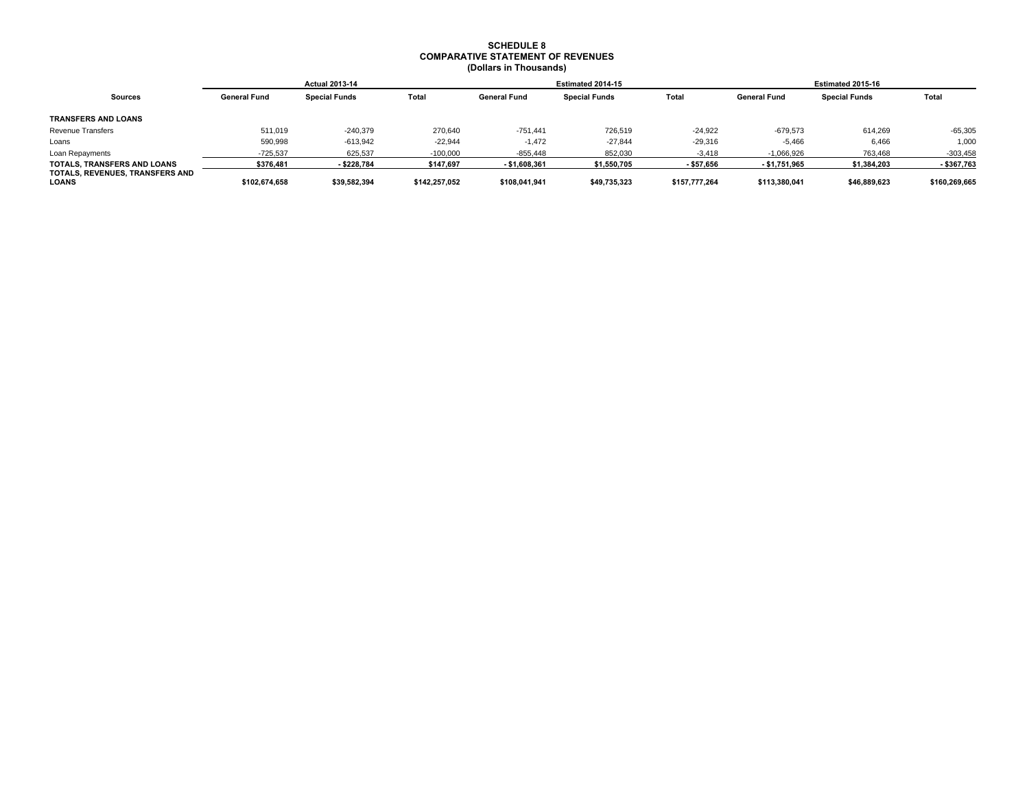**SCHEDULE 8**
**COMPARATIVE STATEMENT OF REVENUES**
**(Dollars in Thousands)**

| Sources | Actual 2013-14 | | | Estimated 2014-15 | | | Estimated 2015-16 | | |
|---|---|---|---|---|---|---|---|---|---|
| | General Fund | Special Funds | Total | General Fund | Special Funds | Total | General Fund | Special Funds | Total |
| **TRANSFERS AND LOANS** | | | | | | | | | |
| Revenue Transfers | 511,019 | -240,379 | 270,640 | -751,441 | 726,519 | -24,922 | -679,573 | 614,269 | -65,305 |
| Loans | 590,998 | -613,942 | -22,944 | -1,472 | -27,844 | -29,316 | -5,466 | 6,466 | 1,000 |
| Loan Repayments | -725,537 | 625,537 | -100,000 | -855,448 | 852,030 | -3,418 | -1,066,926 | 763,468 | -303,458 |
| **TOTALS, TRANSFERS AND LOANS** | **$376,481** | **- $228,784** | **$147,697** | **- $1,608,361** | **$1,550,705** | **- $57,656** | **- $1,751,965** | **$1,384,203** | **- $367,763** |
| **TOTALS, REVENUES, TRANSFERS AND LOANS** | **$102,674,658** | **$39,582,394** | **$142,257,052** | **$108,041,941** | **$49,735,323** | **$157,777,264** | **$113,380,041** | **$46,889,623** | **$160,269,665** |